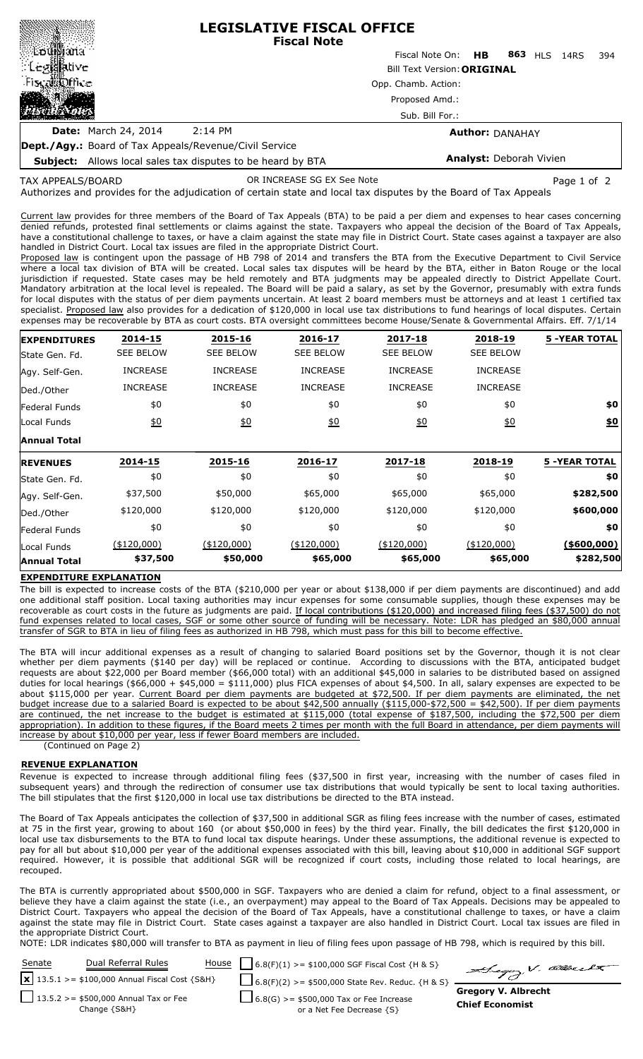# LEGISLATIVE FISCAL OFFICE
## Fiscal Note

Louisiana Legislative Fiscal Office *Fiscal Notes*

Fiscal Note On: **HB 863** HLS 14RS 394

Bill Text Version: **ORIGINAL**

Opp. Chamb. Action:

Proposed Amd.:

Sub. Bill For.:

**Date:** March 24, 2014 2:14 PM

**Author:** DANAHAY

**Dept./Agy.:** Board of Tax Appeals/Revenue/Civil Service

**Subject:** Allows local sales tax disputes to be heard by BTA

**Analyst:** Deborah Vivien

TAX APPEALS/BOARD OR INCREASE SG EX See Note

Authorizes and provides for the adjudication of certain state and local tax disputes by the Board of Tax Appeals

Current law provides for three members of the Board of Tax Appeals (BTA) to be paid a per diem and expenses to hear cases concerning denied refunds, protested final settlements or claims against the state. Taxpayers who appeal the decision of the Board of Tax Appeals, have a constitutional challenge to taxes, or have a claim against the state may file in District Court. State cases against a taxpayer are also handled in District Court. Local tax issues are filed in the appropriate District Court.

Proposed law is contingent upon the passage of HB 798 of 2014 and transfers the BTA from the Executive Department to Civil Service where a local tax division of BTA will be created. Local sales tax disputes will be heard by the BTA, either in Baton Rouge or the local jurisdiction if requested. State cases may be held remotely and BTA judgments may be appealed directly to District Appellate Court. Mandatory arbitration at the local level is repealed. The Board will be paid a salary, as set by the Governor, presumably with extra funds for local disputes with the status of per diem payments uncertain. At least 2 board members must be attorneys and at least 1 certified tax specialist. Proposed law also provides for a dedication of $120,000 in local use tax distributions to fund hearings of local disputes. Certain expenses may be recoverable by BTA as court costs. BTA oversight committees become House/Senate & Governmental Affairs. Eff. 7/1/14

| **EXPENDITURES** | **2014-15** | **2015-16** | **2016-17** | **2017-18** | **2018-19** | **5 -YEAR TOTAL** |
|---|---|---|---|---|---|---|
| State Gen. Fd. | SEE BELOW | SEE BELOW | SEE BELOW | SEE BELOW | SEE BELOW | |
| Agy. Self-Gen. | INCREASE | INCREASE | INCREASE | INCREASE | INCREASE | |
| Ded./Other | INCREASE | INCREASE | INCREASE | INCREASE | INCREASE | |
| Federal Funds | $0 | $0 | $0 | $0 | $0 | **$0** |
| Local Funds | $0 | $0 | $0 | $0 | $0 | **$0** |
| **Annual Total** | | | | | | |

| **REVENUES** | **2014-15** | **2015-16** | **2016-17** | **2017-18** | **2018-19** | **5 -YEAR TOTAL** |
|---|---|---|---|---|---|---|
| State Gen. Fd. | $0 | $0 | $0 | $0 | $0 | **$0** |
| Agy. Self-Gen. | $37,500 | $50,000 | $65,000 | $65,000 | $65,000 | **$282,500** |
| Ded./Other | $120,000 | $120,000 | $120,000 | $120,000 | $120,000 | **$600,000** |
| Federal Funds | $0 | $0 | $0 | $0 | $0 | **$0** |
| Local Funds | ($120,000) | ($120,000) | ($120,000) | ($120,000) | ($120,000) | **($600,000)** |
| **Annual Total** | **$37,500** | **$50,000** | **$65,000** | **$65,000** | **$65,000** | **$282,500** |

### EXPENDITURE EXPLANATION

The bill is expected to increase costs of the BTA ($210,000 per year or about $138,000 if per diem payments are discontinued) and add one additional staff position. Local taxing authorities may incur expenses for some consumable supplies, though these expenses may be recoverable as court costs in the future as judgments are paid. If local contributions ($120,000) and increased filing fees ($37,500) do not fund expenses related to local cases, SGF or some other source of funding will be necessary. Note: LDR has pledged an $80,000 annual transfer of SGR to BTA in lieu of filing fees as authorized in HB 798, which must pass for this bill to become effective.

The BTA will incur additional expenses as a result of changing to salaried Board positions set by the Governor, though it is not clear whether per diem payments ($140 per day) will be replaced or continue. According to discussions with the BTA, anticipated budget requests are about $22,000 per Board member ($66,000 total) with an additional $45,000 in salaries to be distributed based on assigned duties for local hearings ($66,000 + $45,000 = $111,000) plus FICA expenses of about $4,500. In all, salary expenses are expected to be about $115,000 per year. Current Board per diem payments are budgeted at $72,500. If per diem payments are eliminated, the net budget increase due to a salaried Board is expected to be about $42,500 annually ($115,000-$72,500 = $42,500). If per diem payments are continued, the net increase to the budget is estimated at $115,000 (total expense of $187,500, including the $72,500 per diem appropriation). In addition to these figures, if the Board meets 2 times per month with the full Board in attendance, per diem payments will increase by about $10,000 per year, less if fewer Board members are included.

(Continued on Page 2)

### REVENUE EXPLANATION

Revenue is expected to increase through additional filing fees ($37,500 in first year, increasing with the number of cases filed in subsequent years) and through the redirection of consumer use tax distributions that would typically be sent to local taxing authorities. The bill stipulates that the first $120,000 in local use tax distributions be directed to the BTA instead.

The Board of Tax Appeals anticipates the collection of $37,500 in additional SGR as filing fees increase with the number of cases, estimated at 75 in the first year, growing to about 160 (or about $50,000 in fees) by the third year. Finally, the bill dedicates the first $120,000 in local use tax disbursements to the BTA to fund local tax dispute hearings. Under these assumptions, the additional revenue is expected to pay for all but about $10,000 per year of the additional expenses associated with this bill, leaving about $10,000 in additional SGF support required. However, it is possible that additional SGR will be recognized if court costs, including those related to local hearings, are recouped.

The BTA is currently appropriated about $500,000 in SGF. Taxpayers who are denied a claim for refund, object to a final assessment, or believe they have a claim against the state (i.e., an overpayment) may appeal to the Board of Tax Appeals. Decisions may be appealed to District Court. Taxpayers who appeal the decision of the Board of Tax Appeals, have a constitutional challenge to taxes, or have a claim against the state may file in District Court. State cases against a taxpayer are also handled in District Court. Local tax issues are filed in the appropriate District Court.

NOTE: LDR indicates $80,000 will transfer to BTA as payment in lieu of filing fees upon passage of HB 798, which is required by this bill.

| Senate | Dual Referral Rules | House | |
|---|---|---|---|
| [x] 13.5.1 >= $100,000 Annual Fiscal Cost {S&H} | | [ ] 6.8(F)(1) >= $100,000 SGF Fiscal Cost {H & S} | |
| [ ] 13.5.2 >= $500,000 Annual Tax or Fee Change {S&H} | | [ ] 6.8(F)(2) >= $500,000 State Rev. Reduc. {H & S} | |
| | | [ ] 6.8(G) >= $500,000 Tax or Fee Increase or a Net Fee Decrease {S} | |

**Gregory V. Albrecht**
**Chief Economist**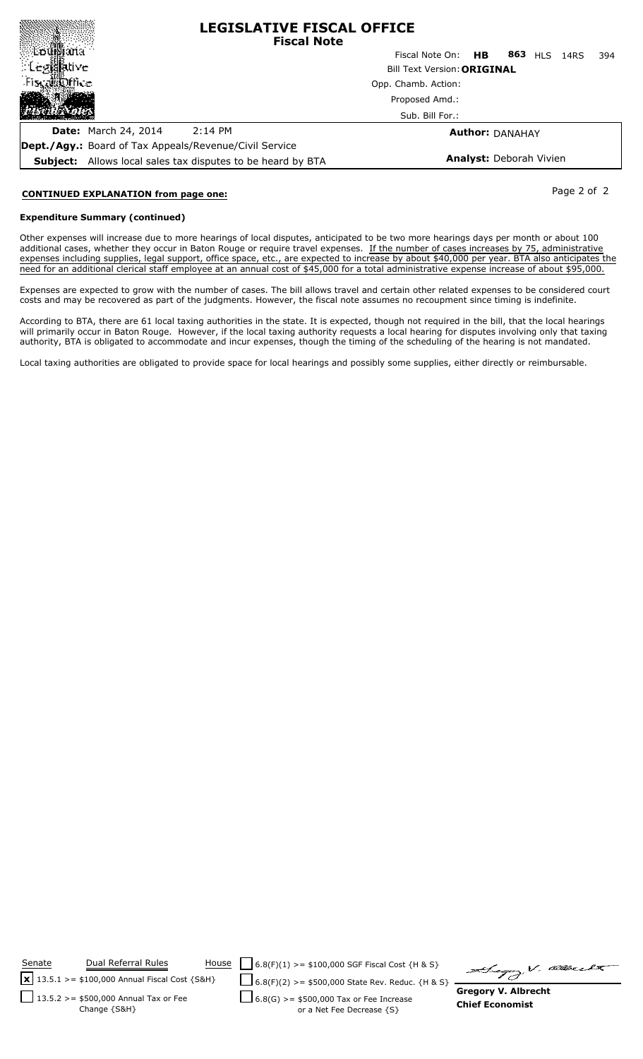# LEGISLATIVE FISCAL OFFICE
## Fiscal Note

Fiscal Note On: **HB 863** HLS 14RS 394

Bill Text Version: **ORIGINAL**

Opp. Chamb. Action:

Proposed Amd.:

Sub. Bill For.:

**Date:** March 24, 2014 2:14 PM

**Author:** DANAHAY

**Dept./Agy.:** Board of Tax Appeals/Revenue/Civil Service

**Subject:** Allows local sales tax disputes to be heard by BTA

**Analyst:** Deborah Vivien

**CONTINUED EXPLANATION from page one:**

**Expenditure Summary (continued)**

Other expenses will increase due to more hearings of local disputes, anticipated to be two more hearings days per month or about 100 additional cases, whether they occur in Baton Rouge or require travel expenses. If the number of cases increases by 75, administrative expenses including supplies, legal support, office space, etc., are expected to increase by about $40,000 per year. BTA also anticipates the need for an additional clerical staff employee at an annual cost of $45,000 for a total administrative expense increase of about $95,000.

Expenses are expected to grow with the number of cases. The bill allows travel and certain other related expenses to be considered court costs and may be recovered as part of the judgments. However, the fiscal note assumes no recoupment since timing is indefinite.

According to BTA, there are 61 local taxing authorities in the state. It is expected, though not required in the bill, that the local hearings will primarily occur in Baton Rouge. However, if the local taxing authority requests a local hearing for disputes involving only that taxing authority, BTA is obligated to accommodate and incur expenses, though the timing of the scheduling of the hearing is not mandated.

Local taxing authorities are obligated to provide space for local hearings and possibly some supplies, either directly or reimbursable.

| Senate | Dual Referral Rules | House | |
|---|---|---|---|
| [x] 13.5.1 >= $100,000 Annual Fiscal Cost {S&H} | | [ ] 6.8(F)(1) >= $100,000 SGF Fiscal Cost {H & S} | |
| [ ] 13.5.2 >= $500,000 Annual Tax or Fee Change {S&H} | | [ ] 6.8(F)(2) >= $500,000 State Rev. Reduc. {H & S} | |
| | | [ ] 6.8(G) >= $500,000 Tax or Fee Increase or a Net Fee Decrease {S} | |

**Gregory V. Albrecht**
**Chief Economist**